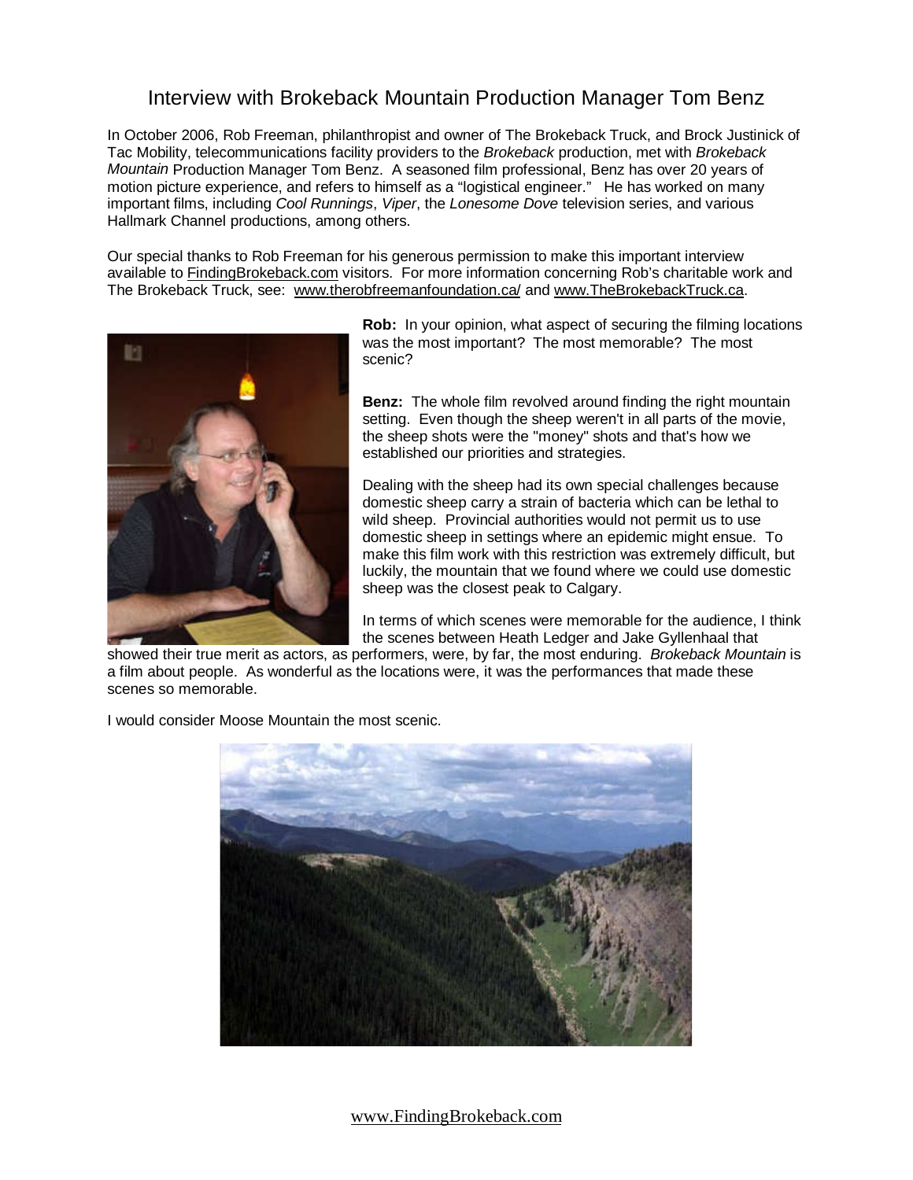# Interview with Brokeback Mountain Production Manager Tom Benz

In October 2006, Rob Freeman, philanthropist and owner of The Brokeback Truck, and Brock Justinick of Tac Mobility, telecommunications facility providers to the *Brokeback* production, met with *Brokeback Mountain* Production Manager Tom Benz. A seasoned film professional, Benz has over 20 years of motion picture experience, and refers to himself as a "logistical engineer." He has worked on many important films, including *Cool Runnings*, *Viper*, the *Lonesome Dove* television series, and various Hallmark Channel productions, among others.

Our special thanks to Rob Freeman for his generous permission to make this important interview available to FindingBrokeback.com visitors. For more information concerning Rob's charitable work and The Brokeback Truck, see: www.therobfreemanfoundation.ca/ and www.TheBrokebackTruck.ca.

**Rob:** In your opinion, what aspect of securing the filming locations was the most important? The most memorable? The most scenic?

**Benz:** The whole film revolved around finding the right mountain setting. Even though the sheep weren't in all parts of the movie, the sheep shots were the "money" shots and that's how we established our priorities and strategies.

Dealing with the sheep had its own special challenges because domestic sheep carry a strain of bacteria which can be lethal to wild sheep. Provincial authorities would not permit us to use domestic sheep in settings where an epidemic might ensue. To make this film work with this restriction was extremely difficult, but luckily, the mountain that we found where we could use domestic sheep was the closest peak to Calgary.

In terms of which scenes were memorable for the audience, I think the scenes between Heath Ledger and Jake Gyllenhaal that showed their true merit as actors, as performers, were, by far, the most enduring. *Brokeback Mountain* is a film about people. As wonderful as the locations were, it was the performances that made these scenes so memorable.

I would consider Moose Mountain the most scenic.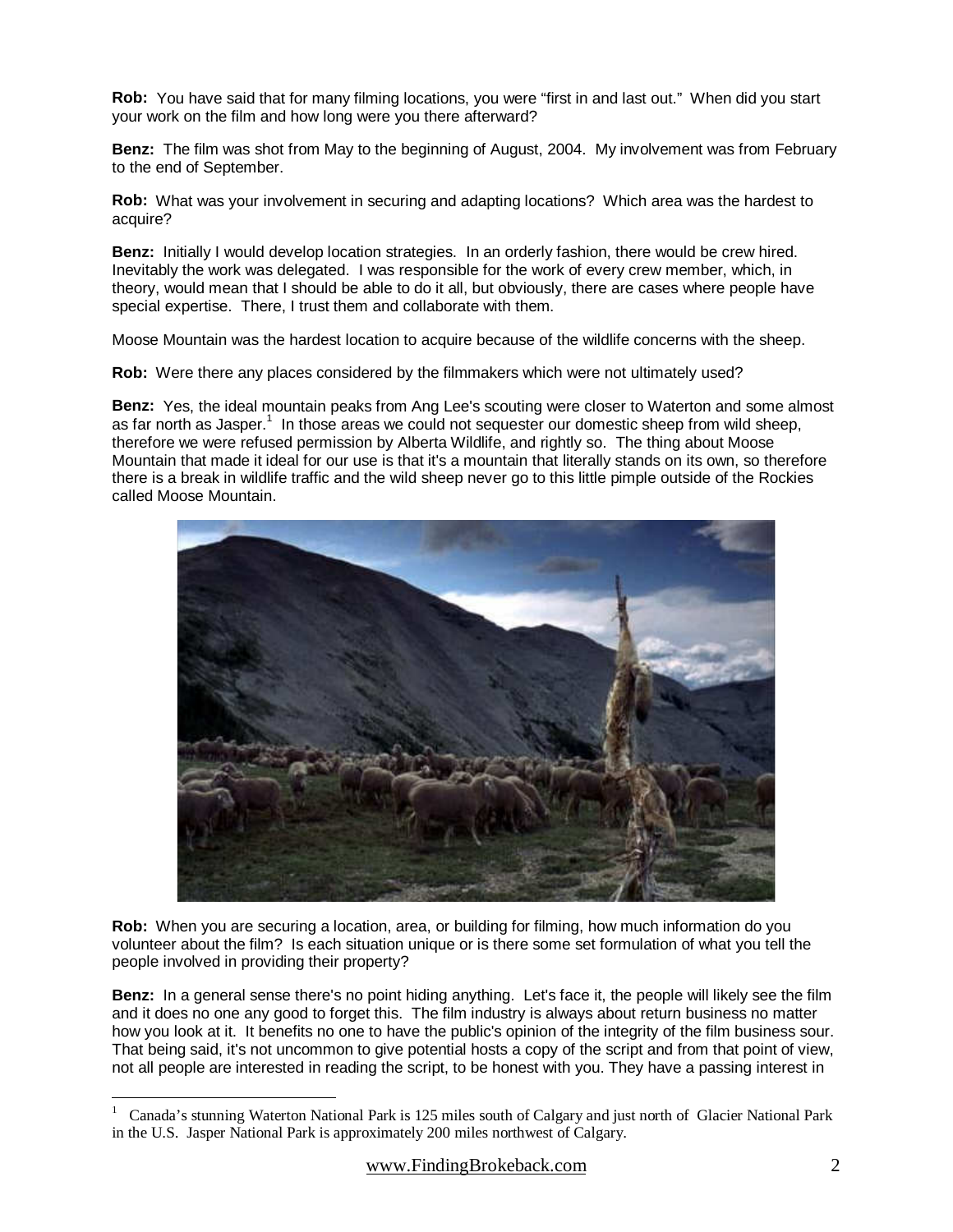**Rob:** You have said that for many filming locations, you were "first in and last out." When did you start your work on the film and how long were you there afterward?

**Benz:** The film was shot from May to the beginning of August, 2004. My involvement was from February to the end of September.

**Rob:** What was your involvement in securing and adapting locations? Which area was the hardest to acquire?

**Benz:** Initially I would develop location strategies. In an orderly fashion, there would be crew hired. Inevitably the work was delegated. I was responsible for the work of every crew member, which, in theory, would mean that I should be able to do it all, but obviously, there are cases where people have special expertise. There, I trust them and collaborate with them.

Moose Mountain was the hardest location to acquire because of the wildlife concerns with the sheep.

**Rob:** Were there any places considered by the filmmakers which were not ultimately used?

**Benz:** Yes, the ideal mountain peaks from Ang Lee's scouting were closer to Waterton and some almost as far north as Jasper.[1] In those areas we could not sequester our domestic sheep from wild sheep, therefore we were refused permission by Alberta Wildlife, and rightly so. The thing about Moose Mountain that made it ideal for our use is that it's a mountain that literally stands on its own, so therefore there is a break in wildlife traffic and the wild sheep never go to this little pimple outside of the Rockies called Moose Mountain.

**Rob:** When you are securing a location, area, or building for filming, how much information do you volunteer about the film? Is each situation unique or is there some set formulation of what you tell the people involved in providing their property?

**Benz:** In a general sense there's no point hiding anything. Let's face it, the people will likely see the film and it does no one any good to forget this. The film industry is always about return business no matter how you look at it. It benefits no one to have the public's opinion of the integrity of the film business sour. That being said, it's not uncommon to give potential hosts a copy of the script and from that point of view, not all people are interested in reading the script, to be honest with you. They have a passing interest in

---

[1] Canada's stunning Waterton National Park is 125 miles south of Calgary and just north of Glacier National Park in the U.S. Jasper National Park is approximately 200 miles northwest of Calgary.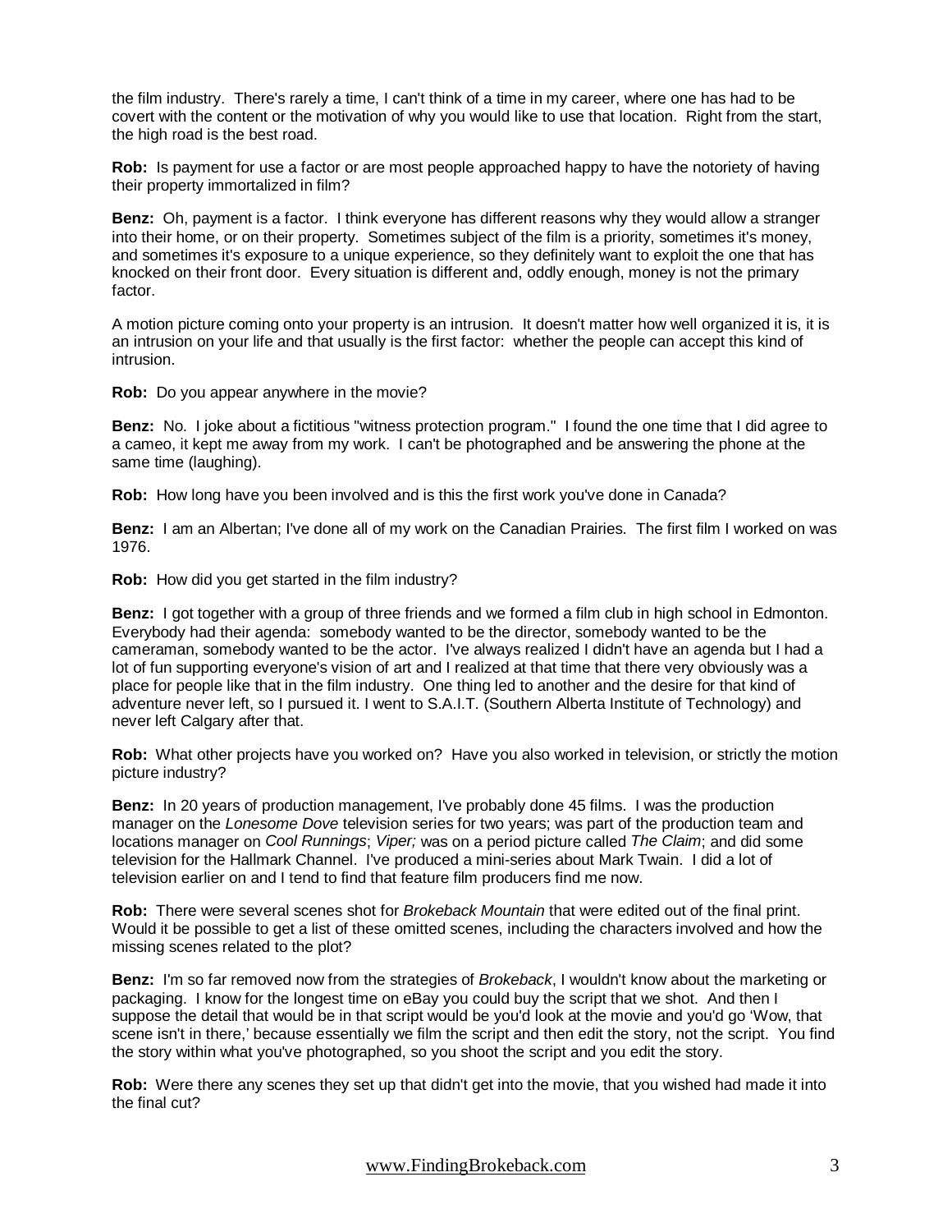the film industry. There's rarely a time, I can't think of a time in my career, where one has had to be covert with the content or the motivation of why you would like to use that location. Right from the start, the high road is the best road.

**Rob:** Is payment for use a factor or are most people approached happy to have the notoriety of having their property immortalized in film?

**Benz:** Oh, payment is a factor. I think everyone has different reasons why they would allow a stranger into their home, or on their property. Sometimes subject of the film is a priority, sometimes it's money, and sometimes it's exposure to a unique experience, so they definitely want to exploit the one that has knocked on their front door. Every situation is different and, oddly enough, money is not the primary factor.

A motion picture coming onto your property is an intrusion. It doesn't matter how well organized it is, it is an intrusion on your life and that usually is the first factor: whether the people can accept this kind of intrusion.

**Rob:** Do you appear anywhere in the movie?

**Benz:** No. I joke about a fictitious "witness protection program." I found the one time that I did agree to a cameo, it kept me away from my work. I can't be photographed and be answering the phone at the same time (laughing).

**Rob:** How long have you been involved and is this the first work you've done in Canada?

**Benz:** I am an Albertan; I've done all of my work on the Canadian Prairies. The first film I worked on was 1976.

**Rob:** How did you get started in the film industry?

**Benz:** I got together with a group of three friends and we formed a film club in high school in Edmonton. Everybody had their agenda: somebody wanted to be the director, somebody wanted to be the cameraman, somebody wanted to be the actor. I've always realized I didn't have an agenda but I had a lot of fun supporting everyone's vision of art and I realized at that time that there very obviously was a place for people like that in the film industry. One thing led to another and the desire for that kind of adventure never left, so I pursued it. I went to S.A.I.T. (Southern Alberta Institute of Technology) and never left Calgary after that.

**Rob:** What other projects have you worked on? Have you also worked in television, or strictly the motion picture industry?

**Benz:** In 20 years of production management, I've probably done 45 films. I was the production manager on the *Lonesome Dove* television series for two years; was part of the production team and locations manager on *Cool Runnings*; *Viper;* was on a period picture called *The Claim*; and did some television for the Hallmark Channel. I've produced a mini-series about Mark Twain. I did a lot of television earlier on and I tend to find that feature film producers find me now.

**Rob:** There were several scenes shot for *Brokeback Mountain* that were edited out of the final print. Would it be possible to get a list of these omitted scenes, including the characters involved and how the missing scenes related to the plot?

**Benz:** I'm so far removed now from the strategies of *Brokeback*, I wouldn't know about the marketing or packaging. I know for the longest time on eBay you could buy the script that we shot. And then I suppose the detail that would be in that script would be you'd look at the movie and you'd go 'Wow, that scene isn't in there,' because essentially we film the script and then edit the story, not the script. You find the story within what you've photographed, so you shoot the script and you edit the story.

**Rob:** Were there any scenes they set up that didn't get into the movie, that you wished had made it into the final cut?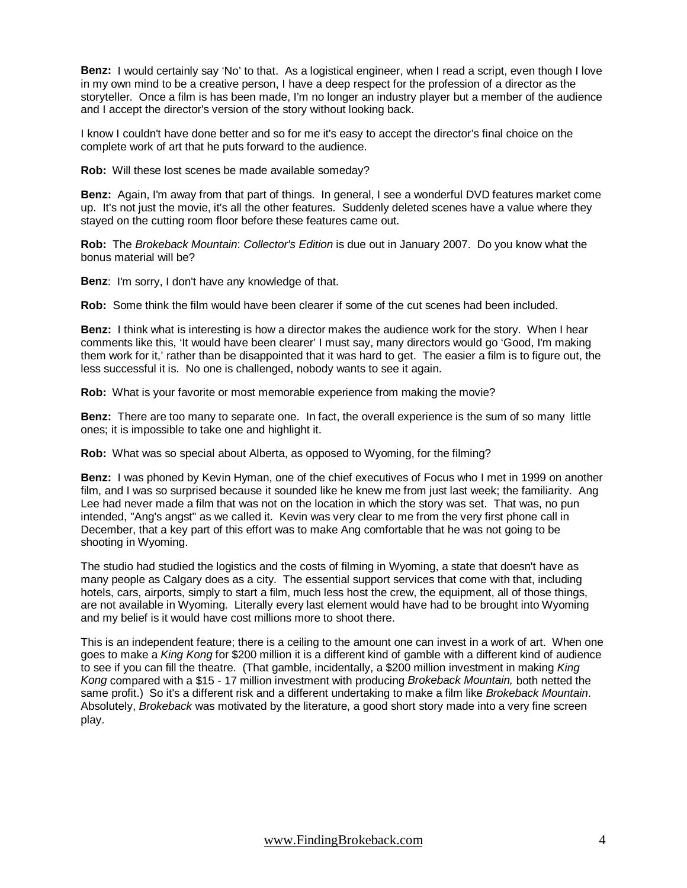**Benz:** I would certainly say 'No' to that. As a logistical engineer, when I read a script, even though I love in my own mind to be a creative person, I have a deep respect for the profession of a director as the storyteller. Once a film is has been made, I'm no longer an industry player but a member of the audience and I accept the director's version of the story without looking back.

I know I couldn't have done better and so for me it's easy to accept the director's final choice on the complete work of art that he puts forward to the audience.

**Rob:** Will these lost scenes be made available someday?

**Benz:** Again, I'm away from that part of things. In general, I see a wonderful DVD features market come up. It's not just the movie, it's all the other features. Suddenly deleted scenes have a value where they stayed on the cutting room floor before these features came out.

**Rob:** The *Brokeback Mountain*: *Collector's Edition* is due out in January 2007. Do you know what the bonus material will be?

**Benz**: I'm sorry, I don't have any knowledge of that.

**Rob:** Some think the film would have been clearer if some of the cut scenes had been included.

**Benz:** I think what is interesting is how a director makes the audience work for the story. When I hear comments like this, 'It would have been clearer' I must say, many directors would go 'Good, I'm making them work for it,' rather than be disappointed that it was hard to get. The easier a film is to figure out, the less successful it is. No one is challenged, nobody wants to see it again.

**Rob:** What is your favorite or most memorable experience from making the movie?

**Benz:** There are too many to separate one. In fact, the overall experience is the sum of so many little ones; it is impossible to take one and highlight it.

**Rob:** What was so special about Alberta, as opposed to Wyoming, for the filming?

**Benz:** I was phoned by Kevin Hyman, one of the chief executives of Focus who I met in 1999 on another film, and I was so surprised because it sounded like he knew me from just last week; the familiarity. Ang Lee had never made a film that was not on the location in which the story was set. That was, no pun intended, "Ang's angst" as we called it. Kevin was very clear to me from the very first phone call in December, that a key part of this effort was to make Ang comfortable that he was not going to be shooting in Wyoming.

The studio had studied the logistics and the costs of filming in Wyoming, a state that doesn't have as many people as Calgary does as a city. The essential support services that come with that, including hotels, cars, airports, simply to start a film, much less host the crew, the equipment, all of those things, are not available in Wyoming. Literally every last element would have had to be brought into Wyoming and my belief is it would have cost millions more to shoot there.

This is an independent feature; there is a ceiling to the amount one can invest in a work of art. When one goes to make a *King Kong* for $200 million it is a different kind of gamble with a different kind of audience to see if you can fill the theatre. (That gamble, incidentally, a $200 million investment in making *King Kong* compared with a $15 - 17 million investment with producing *Brokeback Mountain,* both netted the same profit.) So it's a different risk and a different undertaking to make a film like *Brokeback Mountain*. Absolutely, *Brokeback* was motivated by the literature, a good short story made into a very fine screen play.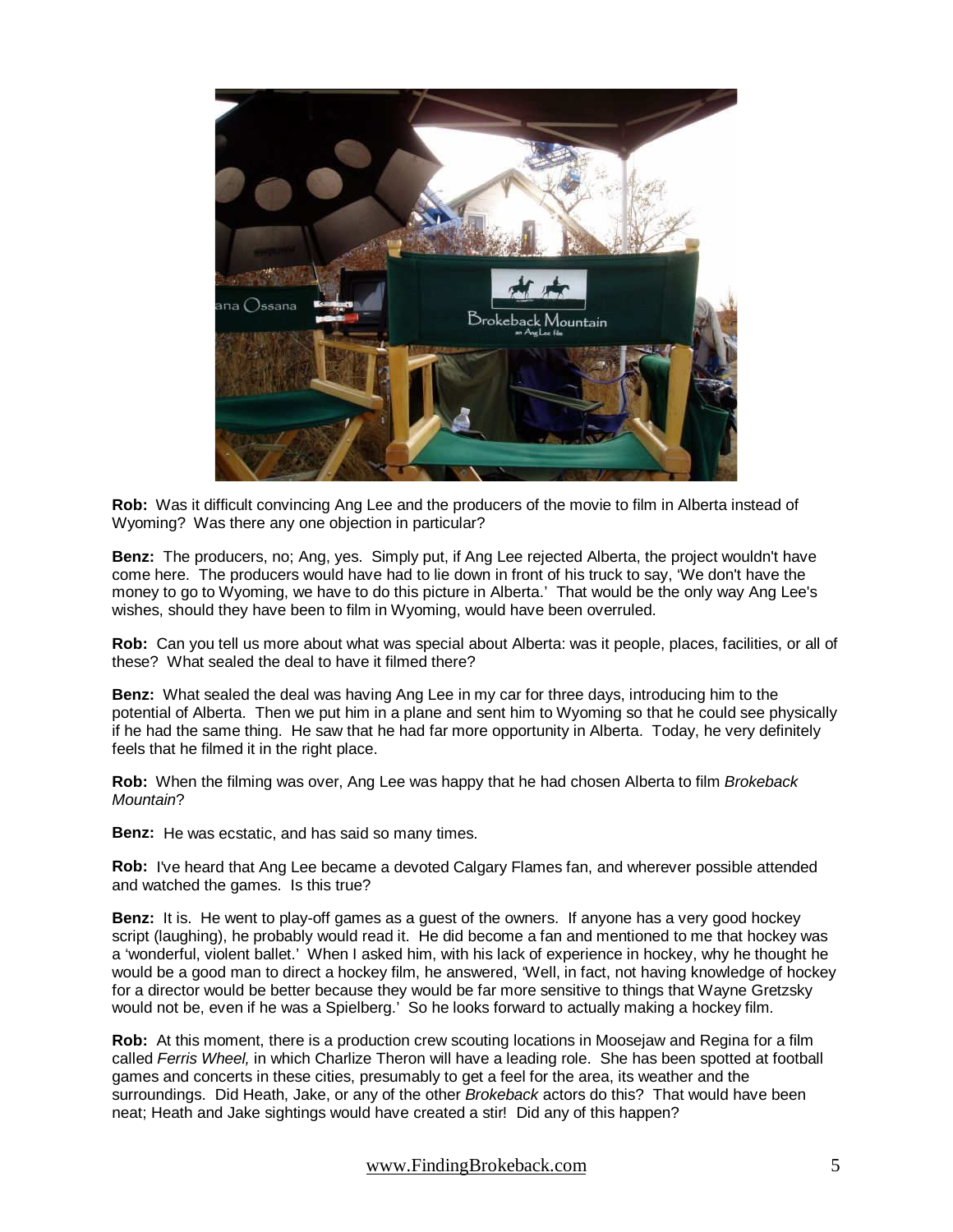**Rob:** Was it difficult convincing Ang Lee and the producers of the movie to film in Alberta instead of Wyoming? Was there any one objection in particular?

**Benz:** The producers, no; Ang, yes. Simply put, if Ang Lee rejected Alberta, the project wouldn't have come here. The producers would have had to lie down in front of his truck to say, 'We don't have the money to go to Wyoming, we have to do this picture in Alberta.' That would be the only way Ang Lee's wishes, should they have been to film in Wyoming, would have been overruled.

**Rob:** Can you tell us more about what was special about Alberta: was it people, places, facilities, or all of these? What sealed the deal to have it filmed there?

**Benz:** What sealed the deal was having Ang Lee in my car for three days, introducing him to the potential of Alberta. Then we put him in a plane and sent him to Wyoming so that he could see physically if he had the same thing. He saw that he had far more opportunity in Alberta. Today, he very definitely feels that he filmed it in the right place.

**Rob:** When the filming was over, Ang Lee was happy that he had chosen Alberta to film *Brokeback Mountain*?

**Benz:** He was ecstatic, and has said so many times.

**Rob:** I've heard that Ang Lee became a devoted Calgary Flames fan, and wherever possible attended and watched the games. Is this true?

**Benz:** It is. He went to play-off games as a guest of the owners. If anyone has a very good hockey script (laughing), he probably would read it. He did become a fan and mentioned to me that hockey was a 'wonderful, violent ballet.' When I asked him, with his lack of experience in hockey, why he thought he would be a good man to direct a hockey film, he answered, 'Well, in fact, not having knowledge of hockey for a director would be better because they would be far more sensitive to things that Wayne Gretzsky would not be, even if he was a Spielberg.' So he looks forward to actually making a hockey film.

**Rob:** At this moment, there is a production crew scouting locations in Moosejaw and Regina for a film called *Ferris Wheel,* in which Charlize Theron will have a leading role. She has been spotted at football games and concerts in these cities, presumably to get a feel for the area, its weather and the surroundings. Did Heath, Jake, or any of the other *Brokeback* actors do this? That would have been neat; Heath and Jake sightings would have created a stir! Did any of this happen?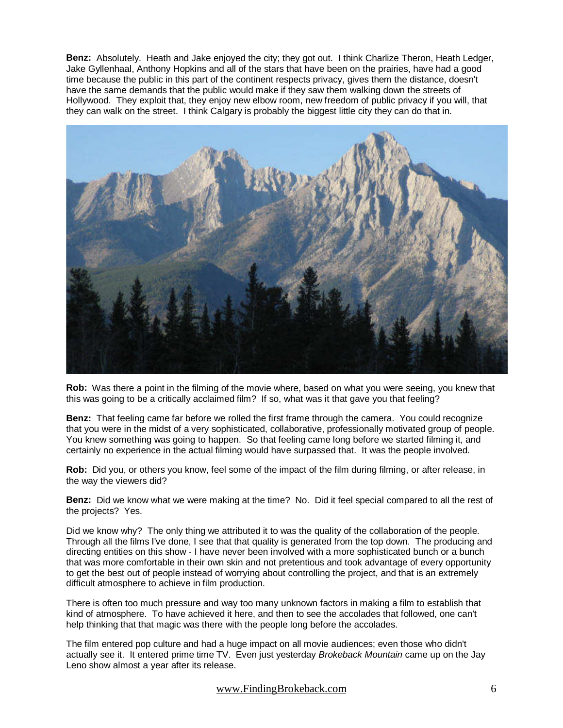**Benz:** Absolutely. Heath and Jake enjoyed the city; they got out. I think Charlize Theron, Heath Ledger, Jake Gyllenhaal, Anthony Hopkins and all of the stars that have been on the prairies, have had a good time because the public in this part of the continent respects privacy, gives them the distance, doesn't have the same demands that the public would make if they saw them walking down the streets of Hollywood. They exploit that, they enjoy new elbow room, new freedom of public privacy if you will, that they can walk on the street. I think Calgary is probably the biggest little city they can do that in.

**Rob:** Was there a point in the filming of the movie where, based on what you were seeing, you knew that this was going to be a critically acclaimed film? If so, what was it that gave you that feeling?

**Benz:** That feeling came far before we rolled the first frame through the camera. You could recognize that you were in the midst of a very sophisticated, collaborative, professionally motivated group of people. You knew something was going to happen. So that feeling came long before we started filming it, and certainly no experience in the actual filming would have surpassed that. It was the people involved.

**Rob:** Did you, or others you know, feel some of the impact of the film during filming, or after release, in the way the viewers did?

**Benz:** Did we know what we were making at the time? No. Did it feel special compared to all the rest of the projects? Yes.

Did we know why? The only thing we attributed it to was the quality of the collaboration of the people. Through all the films I've done, I see that that quality is generated from the top down. The producing and directing entities on this show - I have never been involved with a more sophisticated bunch or a bunch that was more comfortable in their own skin and not pretentious and took advantage of every opportunity to get the best out of people instead of worrying about controlling the project, and that is an extremely difficult atmosphere to achieve in film production.

There is often too much pressure and way too many unknown factors in making a film to establish that kind of atmosphere. To have achieved it here, and then to see the accolades that followed, one can't help thinking that that magic was there with the people long before the accolades.

The film entered pop culture and had a huge impact on all movie audiences; even those who didn't actually see it. It entered prime time TV. Even just yesterday *Brokeback Mountain* came up on the Jay Leno show almost a year after its release.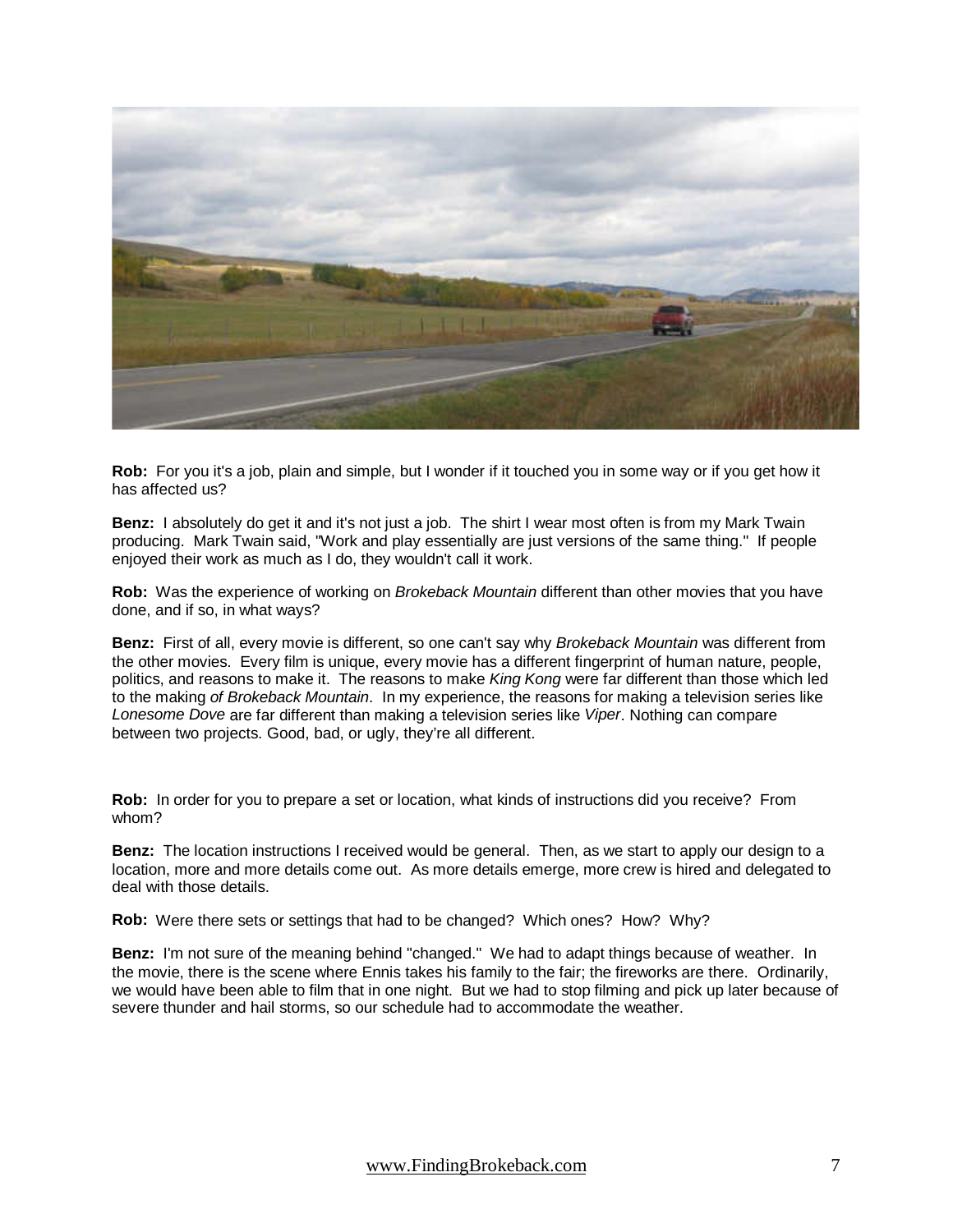**Rob:** For you it's a job, plain and simple, but I wonder if it touched you in some way or if you get how it has affected us?

**Benz:** I absolutely do get it and it's not just a job. The shirt I wear most often is from my Mark Twain producing. Mark Twain said, "Work and play essentially are just versions of the same thing." If people enjoyed their work as much as I do, they wouldn't call it work.

**Rob:** Was the experience of working on *Brokeback Mountain* different than other movies that you have done, and if so, in what ways?

**Benz:** First of all, every movie is different, so one can't say why *Brokeback Mountain* was different from the other movies. Every film is unique, every movie has a different fingerprint of human nature, people, politics, and reasons to make it. The reasons to make *King Kong* were far different than those which led to the making *of Brokeback Mountain*. In my experience, the reasons for making a television series like *Lonesome Dove* are far different than making a television series like *Viper*. Nothing can compare between two projects. Good, bad, or ugly, they're all different.

**Rob:** In order for you to prepare a set or location, what kinds of instructions did you receive? From whom?

**Benz:** The location instructions I received would be general. Then, as we start to apply our design to a location, more and more details come out. As more details emerge, more crew is hired and delegated to deal with those details.

**Rob:** Were there sets or settings that had to be changed? Which ones? How? Why?

**Benz:** I'm not sure of the meaning behind "changed." We had to adapt things because of weather. In the movie, there is the scene where Ennis takes his family to the fair; the fireworks are there. Ordinarily, we would have been able to film that in one night. But we had to stop filming and pick up later because of severe thunder and hail storms, so our schedule had to accommodate the weather.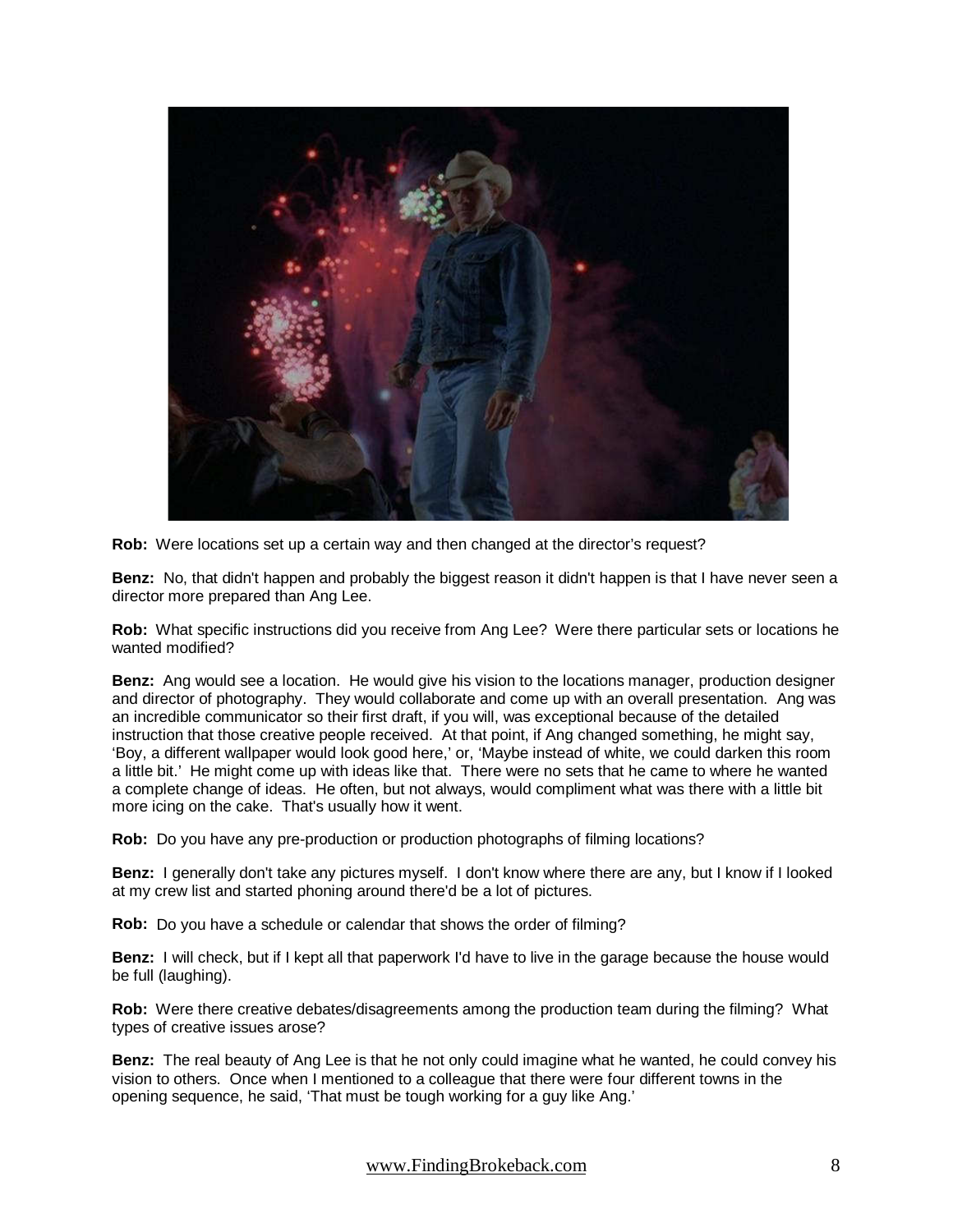**Rob:** Were locations set up a certain way and then changed at the director's request?

**Benz:** No, that didn't happen and probably the biggest reason it didn't happen is that I have never seen a director more prepared than Ang Lee.

**Rob:** What specific instructions did you receive from Ang Lee? Were there particular sets or locations he wanted modified?

**Benz:** Ang would see a location. He would give his vision to the locations manager, production designer and director of photography. They would collaborate and come up with an overall presentation. Ang was an incredible communicator so their first draft, if you will, was exceptional because of the detailed instruction that those creative people received. At that point, if Ang changed something, he might say, 'Boy, a different wallpaper would look good here,' or, 'Maybe instead of white, we could darken this room a little bit.' He might come up with ideas like that. There were no sets that he came to where he wanted a complete change of ideas. He often, but not always, would compliment what was there with a little bit more icing on the cake. That's usually how it went.

**Rob:** Do you have any pre-production or production photographs of filming locations?

**Benz:** I generally don't take any pictures myself. I don't know where there are any, but I know if I looked at my crew list and started phoning around there'd be a lot of pictures.

**Rob:** Do you have a schedule or calendar that shows the order of filming?

**Benz:** I will check, but if I kept all that paperwork I'd have to live in the garage because the house would be full (laughing).

**Rob:** Were there creative debates/disagreements among the production team during the filming? What types of creative issues arose?

**Benz:** The real beauty of Ang Lee is that he not only could imagine what he wanted, he could convey his vision to others. Once when I mentioned to a colleague that there were four different towns in the opening sequence, he said, 'That must be tough working for a guy like Ang.'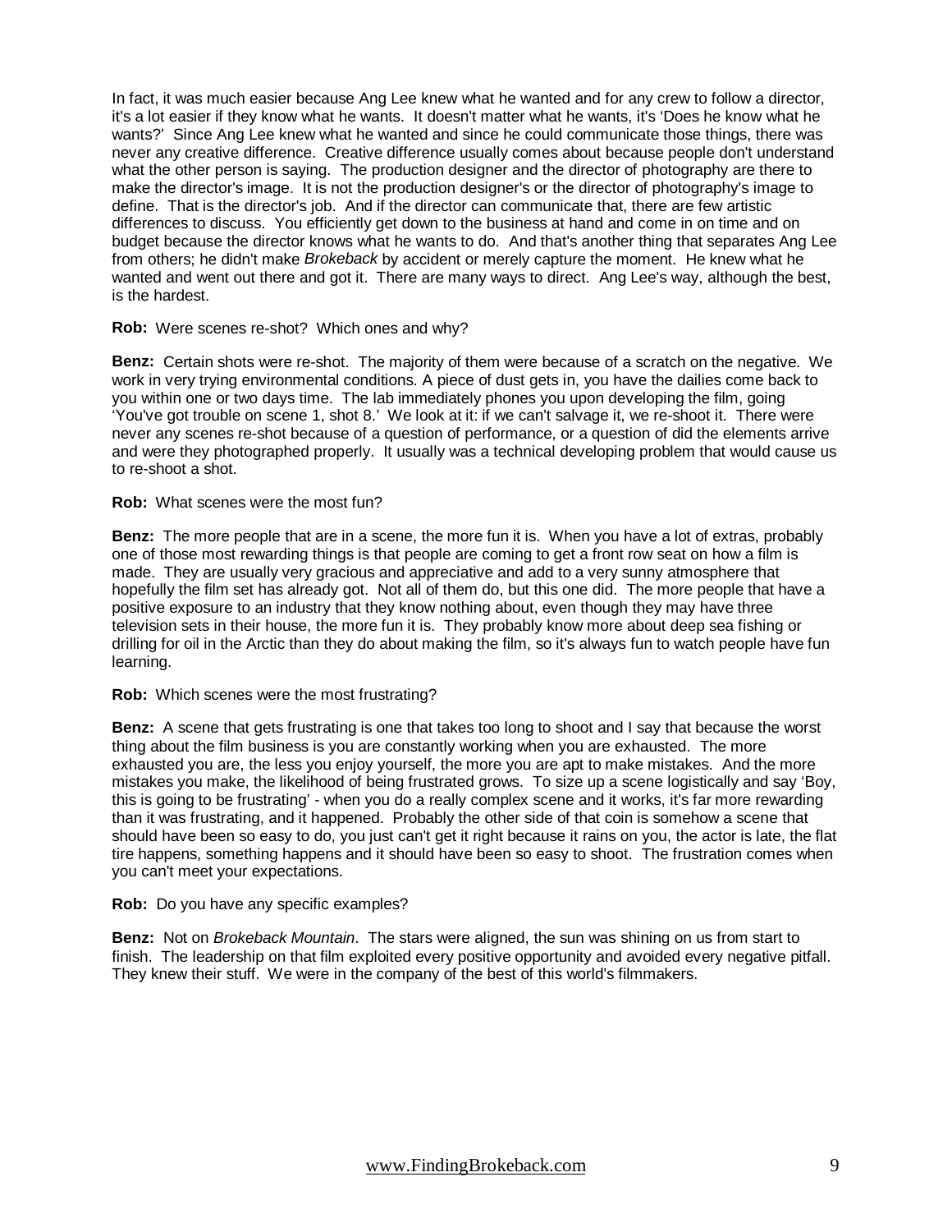In fact, it was much easier because Ang Lee knew what he wanted and for any crew to follow a director, it's a lot easier if they know what he wants. It doesn't matter what he wants, it's 'Does he know what he wants?' Since Ang Lee knew what he wanted and since he could communicate those things, there was never any creative difference. Creative difference usually comes about because people don't understand what the other person is saying. The production designer and the director of photography are there to make the director's image. It is not the production designer's or the director of photography's image to define. That is the director's job. And if the director can communicate that, there are few artistic differences to discuss. You efficiently get down to the business at hand and come in on time and on budget because the director knows what he wants to do. And that's another thing that separates Ang Lee from others; he didn't make *Brokeback* by accident or merely capture the moment. He knew what he wanted and went out there and got it. There are many ways to direct. Ang Lee's way, although the best, is the hardest.

**Rob:** Were scenes re-shot? Which ones and why?

**Benz:** Certain shots were re-shot. The majority of them were because of a scratch on the negative. We work in very trying environmental conditions. A piece of dust gets in, you have the dailies come back to you within one or two days time. The lab immediately phones you upon developing the film, going 'You've got trouble on scene 1, shot 8.' We look at it: if we can't salvage it, we re-shoot it. There were never any scenes re-shot because of a question of performance, or a question of did the elements arrive and were they photographed properly. It usually was a technical developing problem that would cause us to re-shoot a shot.

**Rob:** What scenes were the most fun?

**Benz:** The more people that are in a scene, the more fun it is. When you have a lot of extras, probably one of those most rewarding things is that people are coming to get a front row seat on how a film is made. They are usually very gracious and appreciative and add to a very sunny atmosphere that hopefully the film set has already got. Not all of them do, but this one did. The more people that have a positive exposure to an industry that they know nothing about, even though they may have three television sets in their house, the more fun it is. They probably know more about deep sea fishing or drilling for oil in the Arctic than they do about making the film, so it's always fun to watch people have fun learning.

**Rob:** Which scenes were the most frustrating?

**Benz:** A scene that gets frustrating is one that takes too long to shoot and I say that because the worst thing about the film business is you are constantly working when you are exhausted. The more exhausted you are, the less you enjoy yourself, the more you are apt to make mistakes. And the more mistakes you make, the likelihood of being frustrated grows. To size up a scene logistically and say 'Boy, this is going to be frustrating' - when you do a really complex scene and it works, it's far more rewarding than it was frustrating, and it happened. Probably the other side of that coin is somehow a scene that should have been so easy to do, you just can't get it right because it rains on you, the actor is late, the flat tire happens, something happens and it should have been so easy to shoot. The frustration comes when you can't meet your expectations.

**Rob:** Do you have any specific examples?

**Benz:** Not on *Brokeback Mountain*. The stars were aligned, the sun was shining on us from start to finish. The leadership on that film exploited every positive opportunity and avoided every negative pitfall. They knew their stuff. We were in the company of the best of this world's filmmakers.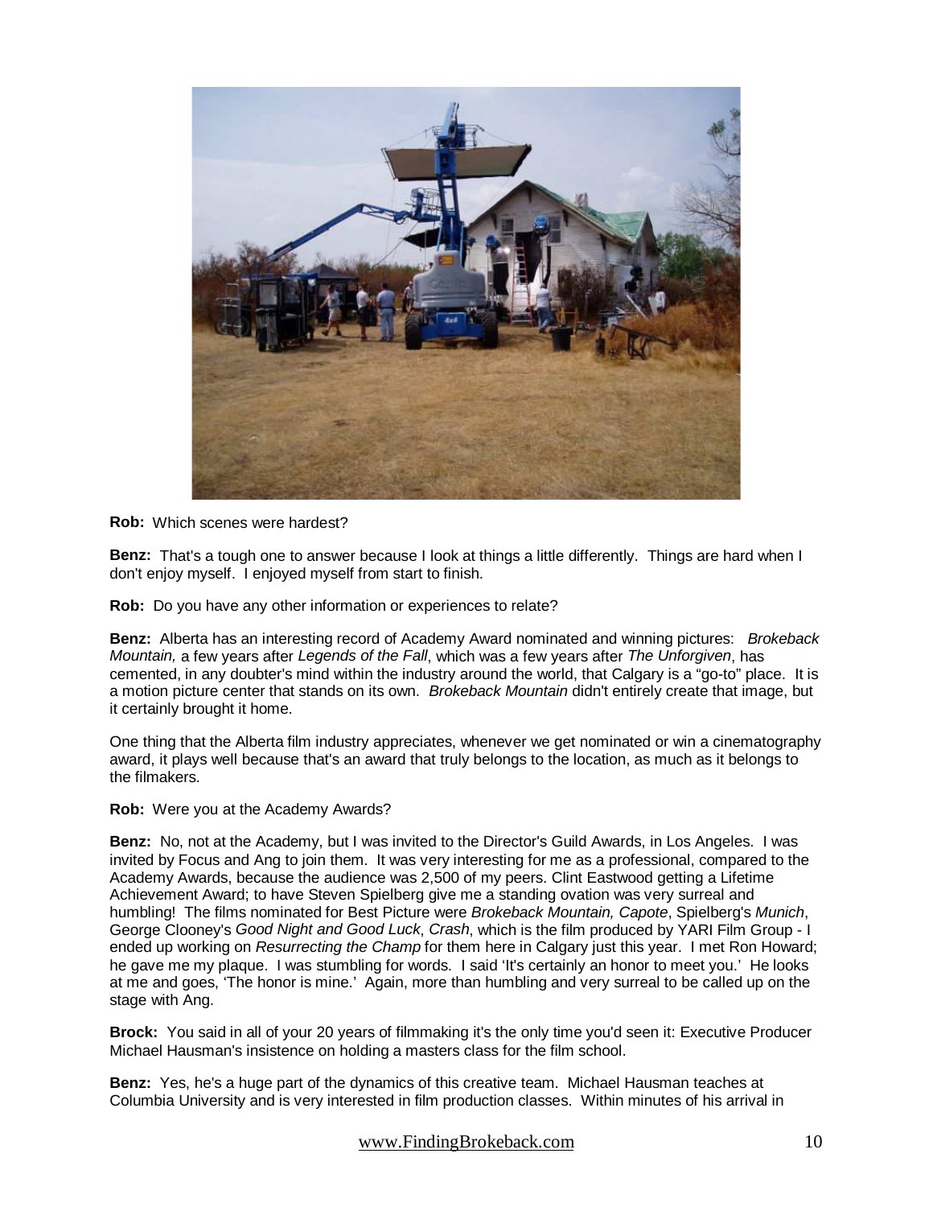**Rob:** Which scenes were hardest?

**Benz:** That's a tough one to answer because I look at things a little differently. Things are hard when I don't enjoy myself. I enjoyed myself from start to finish.

**Rob:** Do you have any other information or experiences to relate?

**Benz:** Alberta has an interesting record of Academy Award nominated and winning pictures: *Brokeback Mountain,* a few years after *Legends of the Fall*, which was a few years after *The Unforgiven*, has cemented, in any doubter's mind within the industry around the world, that Calgary is a "go-to" place. It is a motion picture center that stands on its own. *Brokeback Mountain* didn't entirely create that image, but it certainly brought it home.

One thing that the Alberta film industry appreciates, whenever we get nominated or win a cinematography award, it plays well because that's an award that truly belongs to the location, as much as it belongs to the filmakers.

**Rob:** Were you at the Academy Awards?

**Benz:** No, not at the Academy, but I was invited to the Director's Guild Awards, in Los Angeles. I was invited by Focus and Ang to join them. It was very interesting for me as a professional, compared to the Academy Awards, because the audience was 2,500 of my peers. Clint Eastwood getting a Lifetime Achievement Award; to have Steven Spielberg give me a standing ovation was very surreal and humbling! The films nominated for Best Picture were *Brokeback Mountain, Capote*, Spielberg's *Munich*, George Clooney's *Good Night and Good Luck*, *Crash*, which is the film produced by YARI Film Group - I ended up working on *Resurrecting the Champ* for them here in Calgary just this year. I met Ron Howard; he gave me my plaque. I was stumbling for words. I said 'It's certainly an honor to meet you.' He looks at me and goes, 'The honor is mine.' Again, more than humbling and very surreal to be called up on the stage with Ang.

**Brock:** You said in all of your 20 years of filmmaking it's the only time you'd seen it: Executive Producer Michael Hausman's insistence on holding a masters class for the film school.

**Benz:** Yes, he's a huge part of the dynamics of this creative team. Michael Hausman teaches at Columbia University and is very interested in film production classes. Within minutes of his arrival in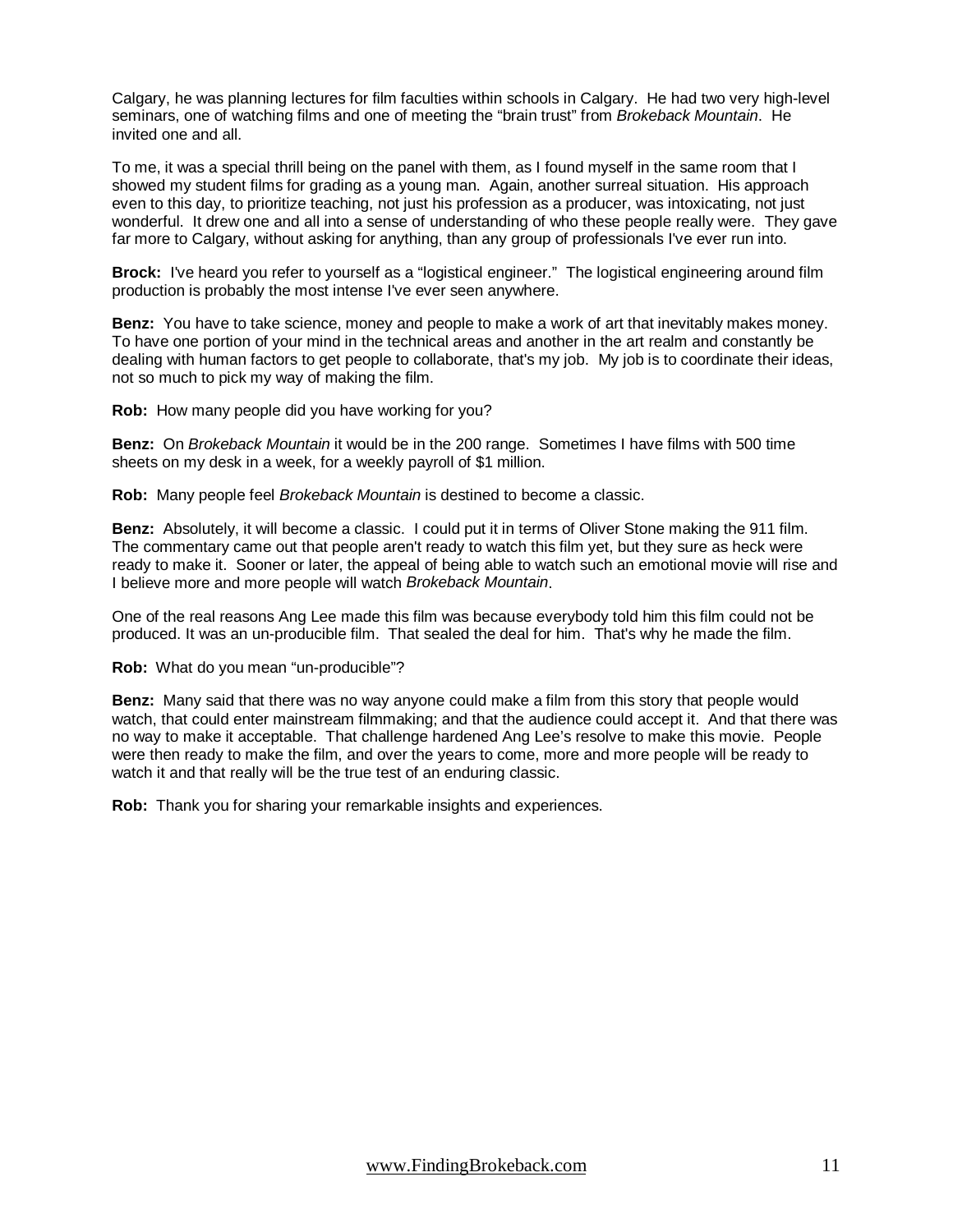Calgary, he was planning lectures for film faculties within schools in Calgary. He had two very high-level seminars, one of watching films and one of meeting the "brain trust" from *Brokeback Mountain*. He invited one and all.

To me, it was a special thrill being on the panel with them, as I found myself in the same room that I showed my student films for grading as a young man. Again, another surreal situation. His approach even to this day, to prioritize teaching, not just his profession as a producer, was intoxicating, not just wonderful. It drew one and all into a sense of understanding of who these people really were. They gave far more to Calgary, without asking for anything, than any group of professionals I've ever run into.

**Brock:** I've heard you refer to yourself as a "logistical engineer." The logistical engineering around film production is probably the most intense I've ever seen anywhere.

**Benz:** You have to take science, money and people to make a work of art that inevitably makes money. To have one portion of your mind in the technical areas and another in the art realm and constantly be dealing with human factors to get people to collaborate, that's my job. My job is to coordinate their ideas, not so much to pick my way of making the film.

**Rob:** How many people did you have working for you?

**Benz:** On *Brokeback Mountain* it would be in the 200 range. Sometimes I have films with 500 time sheets on my desk in a week, for a weekly payroll of $1 million.

**Rob:** Many people feel *Brokeback Mountain* is destined to become a classic.

**Benz:** Absolutely, it will become a classic. I could put it in terms of Oliver Stone making the 911 film. The commentary came out that people aren't ready to watch this film yet, but they sure as heck were ready to make it. Sooner or later, the appeal of being able to watch such an emotional movie will rise and I believe more and more people will watch *Brokeback Mountain*.

One of the real reasons Ang Lee made this film was because everybody told him this film could not be produced. It was an un-producible film. That sealed the deal for him. That's why he made the film.

**Rob:** What do you mean "un-producible"?

**Benz:** Many said that there was no way anyone could make a film from this story that people would watch, that could enter mainstream filmmaking; and that the audience could accept it. And that there was no way to make it acceptable. That challenge hardened Ang Lee's resolve to make this movie. People were then ready to make the film, and over the years to come, more and more people will be ready to watch it and that really will be the true test of an enduring classic.

**Rob:** Thank you for sharing your remarkable insights and experiences.